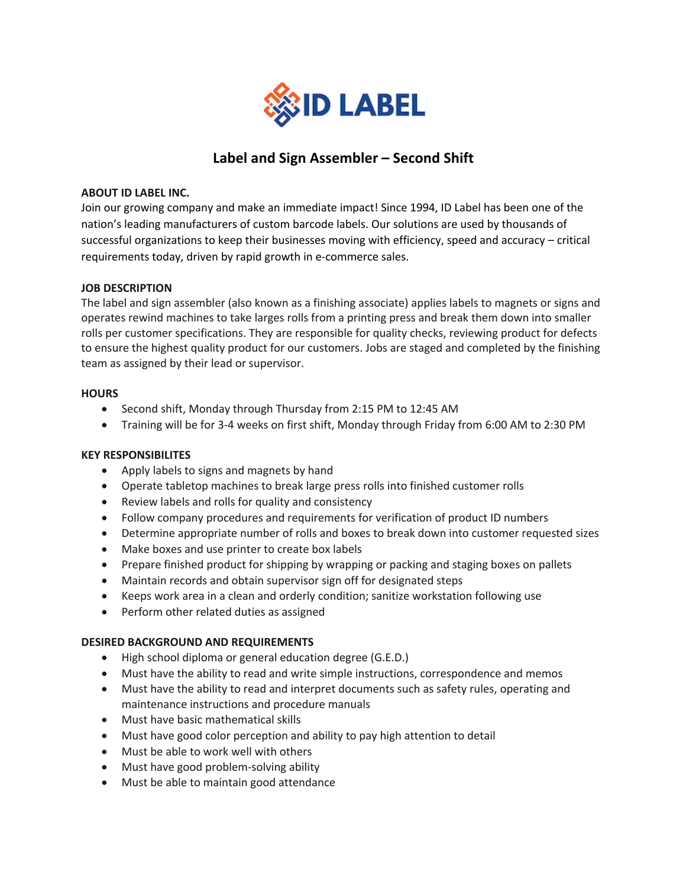ID LABEL

# Label and Sign Assembler – Second Shift

**ABOUT ID LABEL INC.**

Join our growing company and make an immediate impact! Since 1994, ID Label has been one of the nation's leading manufacturers of custom barcode labels. Our solutions are used by thousands of successful organizations to keep their businesses moving with efficiency, speed and accuracy – critical requirements today, driven by rapid growth in e-commerce sales.

**JOB DESCRIPTION**

The label and sign assembler (also known as a finishing associate) applies labels to magnets or signs and operates rewind machines to take larges rolls from a printing press and break them down into smaller rolls per customer specifications. They are responsible for quality checks, reviewing product for defects to ensure the highest quality product for our customers. Jobs are staged and completed by the finishing team as assigned by their lead or supervisor.

**HOURS**

- Second shift, Monday through Thursday from 2:15 PM to 12:45 AM
- Training will be for 3-4 weeks on first shift, Monday through Friday from 6:00 AM to 2:30 PM

**KEY RESPONSIBILITES**

- Apply labels to signs and magnets by hand
- Operate tabletop machines to break large press rolls into finished customer rolls
- Review labels and rolls for quality and consistency
- Follow company procedures and requirements for verification of product ID numbers
- Determine appropriate number of rolls and boxes to break down into customer requested sizes
- Make boxes and use printer to create box labels
- Prepare finished product for shipping by wrapping or packing and staging boxes on pallets
- Maintain records and obtain supervisor sign off for designated steps
- Keeps work area in a clean and orderly condition; sanitize workstation following use
- Perform other related duties as assigned

**DESIRED BACKGROUND AND REQUIREMENTS**

- High school diploma or general education degree (G.E.D.)
- Must have the ability to read and write simple instructions, correspondence and memos
- Must have the ability to read and interpret documents such as safety rules, operating and maintenance instructions and procedure manuals
- Must have basic mathematical skills
- Must have good color perception and ability to pay high attention to detail
- Must be able to work well with others
- Must have good problem-solving ability
- Must be able to maintain good attendance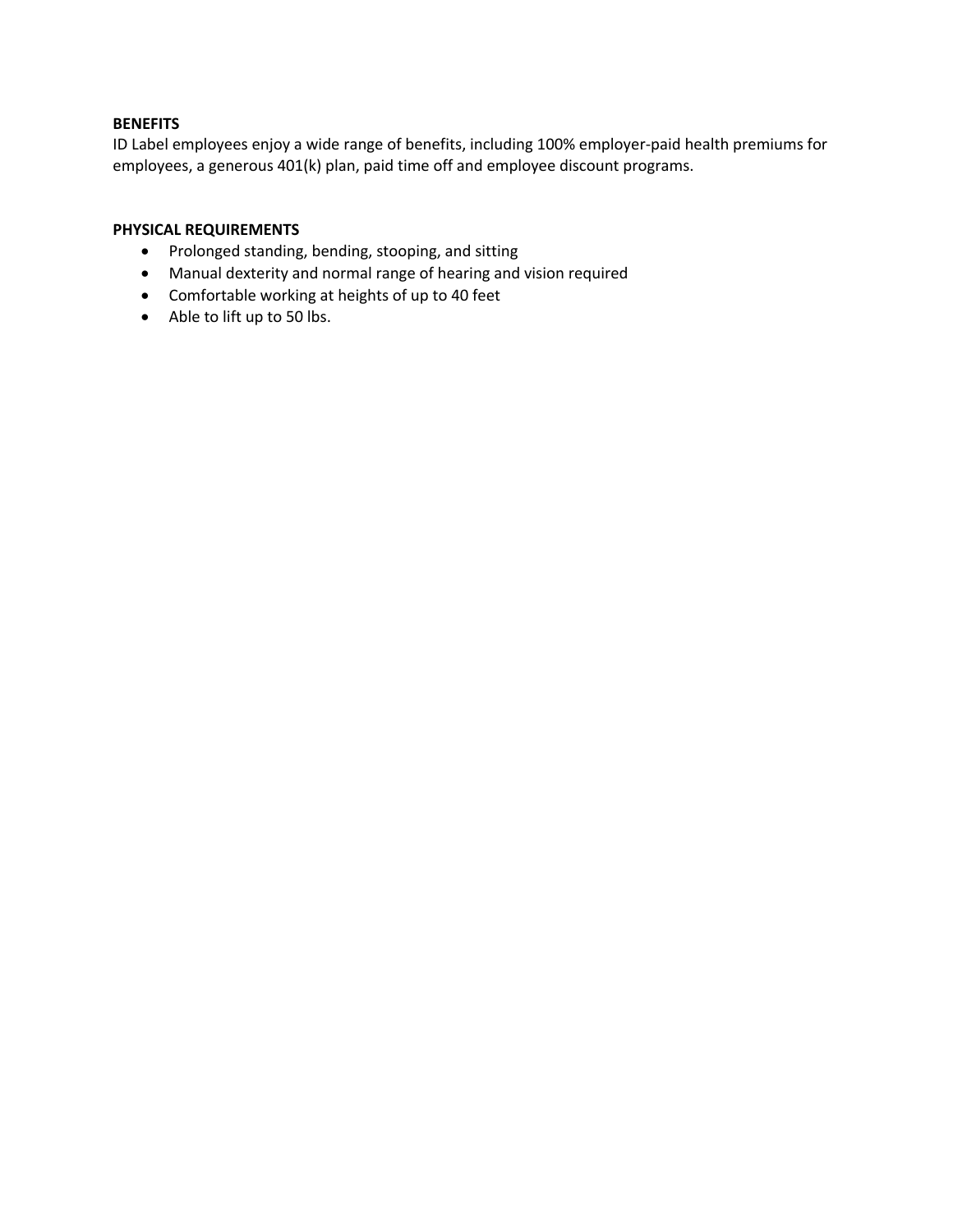**BENEFITS**

ID Label employees enjoy a wide range of benefits, including 100% employer-paid health premiums for employees, a generous 401(k) plan, paid time off and employee discount programs.

**PHYSICAL REQUIREMENTS**

- Prolonged standing, bending, stooping, and sitting
- Manual dexterity and normal range of hearing and vision required
- Comfortable working at heights of up to 40 feet
- Able to lift up to 50 lbs.